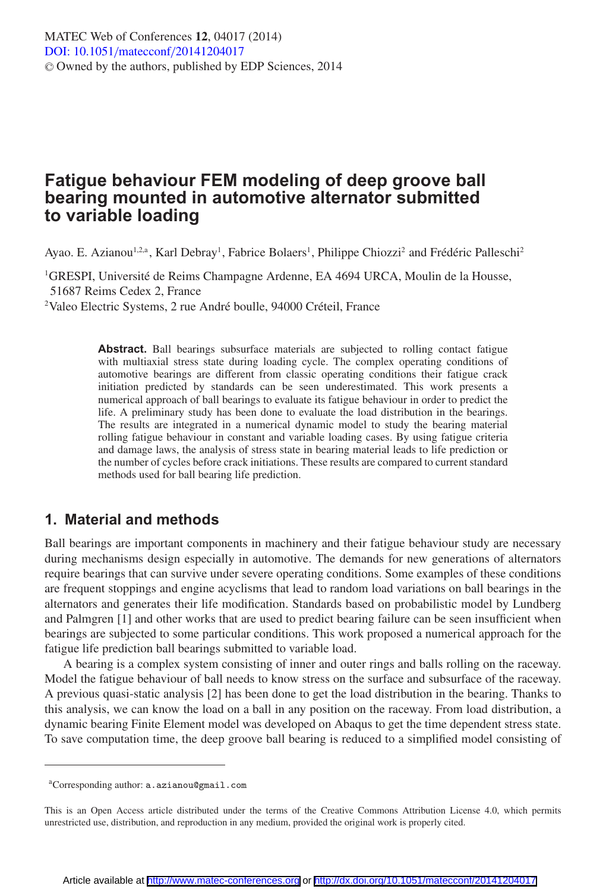# Fatigue behaviour FEM modeling of deep groove ball bearing mounted in automotive alternator submitted to variable loading

Ayao. E. Azianou[1,2,a], Karl Debray[1], Fabrice Bolaers[1], Philippe Chiozzi[2] and Frédéric Palleschi[2]

[1]GRESPI, Université de Reims Champagne Ardenne, EA 4694 URCA, Moulin de la Housse, 51687 Reims Cedex 2, France

[2]Valeo Electric Systems, 2 rue André boulle, 94000 Créteil, France

**Abstract.** Ball bearings subsurface materials are subjected to rolling contact fatigue with multiaxial stress state during loading cycle. The complex operating conditions of automotive bearings are different from classic operating conditions their fatigue crack initiation predicted by standards can be seen underestimated. This work presents a numerical approach of ball bearings to evaluate its fatigue behaviour in order to predict the life. A preliminary study has been done to evaluate the load distribution in the bearings. The results are integrated in a numerical dynamic model to study the bearing material rolling fatigue behaviour in constant and variable loading cases. By using fatigue criteria and damage laws, the analysis of stress state in bearing material leads to life prediction or the number of cycles before crack initiations. These results are compared to current standard methods used for ball bearing life prediction.

## 1. Material and methods

Ball bearings are important components in machinery and their fatigue behaviour study are necessary during mechanisms design especially in automotive. The demands for new generations of alternators require bearings that can survive under severe operating conditions. Some examples of these conditions are frequent stoppings and engine acyclisms that lead to random load variations on ball bearings in the alternators and generates their life modification. Standards based on probabilistic model by Lundberg and Palmgren [1] and other works that are used to predict bearing failure can be seen insufficient when bearings are subjected to some particular conditions. This work proposed a numerical approach for the fatigue life prediction ball bearings submitted to variable load.

A bearing is a complex system consisting of inner and outer rings and balls rolling on the raceway. Model the fatigue behaviour of ball needs to know stress on the surface and subsurface of the raceway. A previous quasi-static analysis [2] has been done to get the load distribution in the bearing. Thanks to this analysis, we can know the load on a ball in any position on the raceway. From load distribution, a dynamic bearing Finite Element model was developed on Abaqus to get the time dependent stress state. To save computation time, the deep groove ball bearing is reduced to a simplified model consisting of

[a]Corresponding author: a.azianou@gmail.com

This is an Open Access article distributed under the terms of the Creative Commons Attribution License 4.0, which permits unrestricted use, distribution, and reproduction in any medium, provided the original work is properly cited.

Article available at http://www.matec-conferences.org or http://dx.doi.org/10.1051/matecconf/20141204017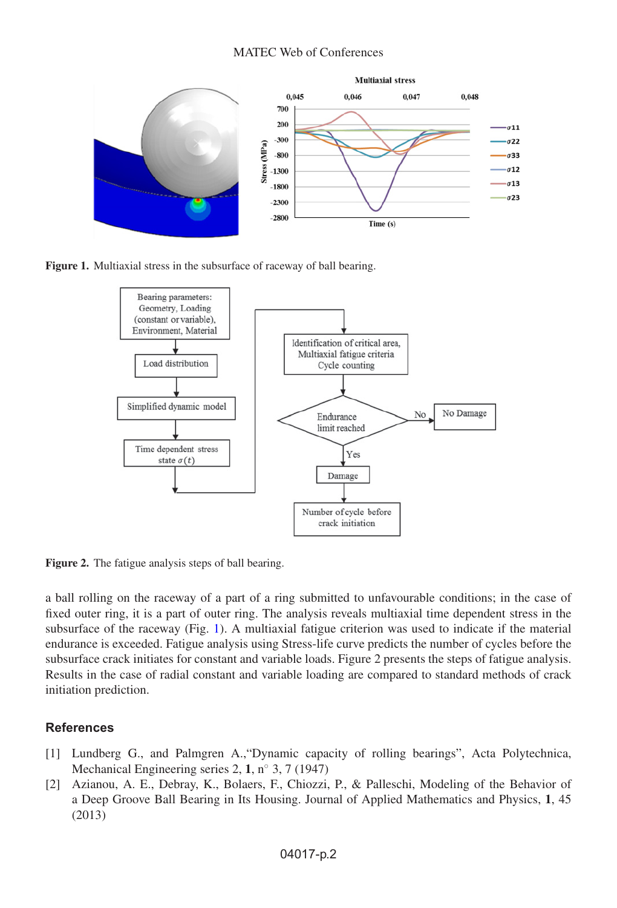Multiaxial stress

0,045
0,046
0,047
0,048

700
200
-300
-800
-1300
-1800
-2300
-2800

Stress (MPa)

Time (s)

σ11
σ22
σ33
σ12
σ13
σ23

**Figure 1.** Multiaxial stress in the subsurface of raceway of ball bearing.

Bearing parameters: Geometry, Loading (constant or variable), Environment, Material

Load distribution

Simplified dynamic model

Time dependent stress state $\sigma(t)$

Identification of critical area, Multiaxial fatigue criteria Cycle counting

Endurance limit reached

No

No Damage

Yes

Damage

Number of cycle before crack initiation

**Figure 2.** The fatigue analysis steps of ball bearing.

a ball rolling on the raceway of a part of a ring submitted to unfavourable conditions; in the case of fixed outer ring, it is a part of outer ring. The analysis reveals multiaxial time dependent stress in the subsurface of the raceway (Fig. 1). A multiaxial fatigue criterion was used to indicate if the material endurance is exceeded. Fatigue analysis using Stress-life curve predicts the number of cycles before the subsurface crack initiates for constant and variable loads. Figure 2 presents the steps of fatigue analysis. Results in the case of radial constant and variable loading are compared to standard methods of crack initiation prediction.

## References

[1] Lundberg G., and Palmgren A.,"Dynamic capacity of rolling bearings", Acta Polytechnica, Mechanical Engineering series 2, **1**, n° 3, 7 (1947)

[2] Azianou, A. E., Debray, K., Bolaers, F., Chiozzi, P., & Palleschi, Modeling of the Behavior of a Deep Groove Ball Bearing in Its Housing. Journal of Applied Mathematics and Physics, **1**, 45 (2013)